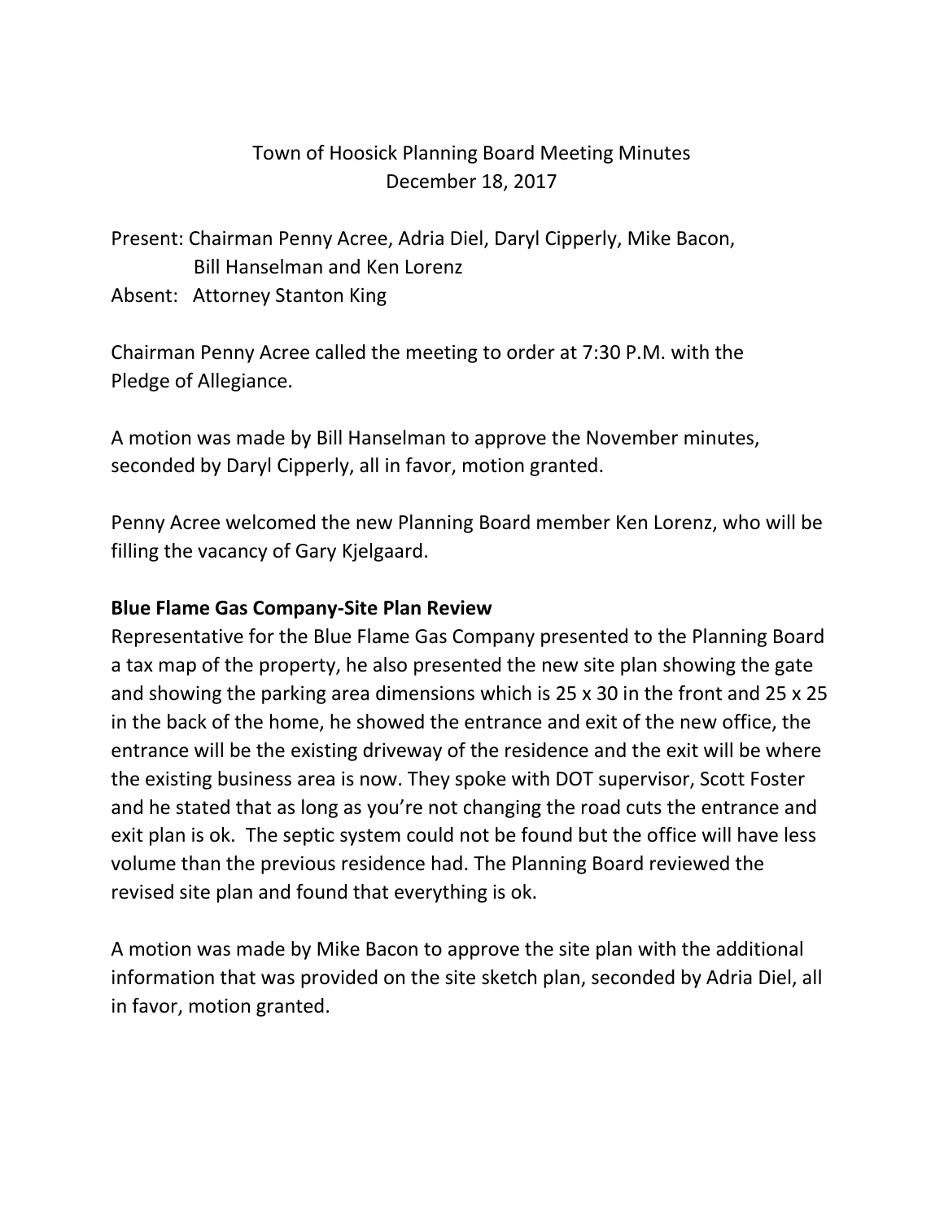Town of Hoosick Planning Board Meeting Minutes
December 18, 2017

Present: Chairman Penny Acree, Adria Diel, Daryl Cipperly, Mike Bacon, Bill Hanselman and Ken Lorenz
Absent: Attorney Stanton King

Chairman Penny Acree called the meeting to order at 7:30 P.M. with the Pledge of Allegiance.

A motion was made by Bill Hanselman to approve the November minutes, seconded by Daryl Cipperly, all in favor, motion granted.

Penny Acree welcomed the new Planning Board member Ken Lorenz, who will be filling the vacancy of Gary Kjelgaard.

**Blue Flame Gas Company-Site Plan Review**

Representative for the Blue Flame Gas Company presented to the Planning Board a tax map of the property, he also presented the new site plan showing the gate and showing the parking area dimensions which is 25 x 30 in the front and 25 x 25 in the back of the home, he showed the entrance and exit of the new office, the entrance will be the existing driveway of the residence and the exit will be where the existing business area is now. They spoke with DOT supervisor, Scott Foster and he stated that as long as you're not changing the road cuts the entrance and exit plan is ok. The septic system could not be found but the office will have less volume than the previous residence had. The Planning Board reviewed the revised site plan and found that everything is ok.

A motion was made by Mike Bacon to approve the site plan with the additional information that was provided on the site sketch plan, seconded by Adria Diel, all in favor, motion granted.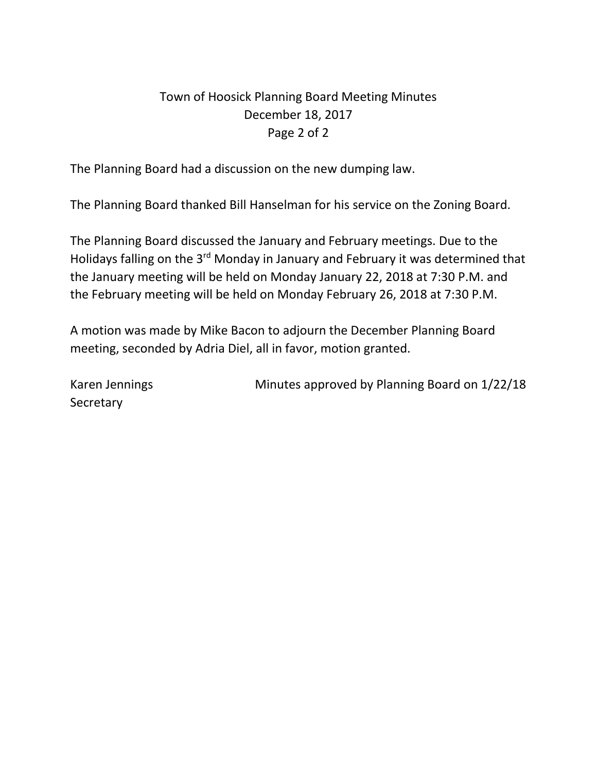Town of Hoosick Planning Board Meeting Minutes
December 18, 2017

The Planning Board had a discussion on the new dumping law.

The Planning Board thanked Bill Hanselman for his service on the Zoning Board.

The Planning Board discussed the January and February meetings. Due to the Holidays falling on the 3rd Monday in January and February it was determined that the January meeting will be held on Monday January 22, 2018 at 7:30 P.M. and the February meeting will be held on Monday February 26, 2018 at 7:30 P.M.

A motion was made by Mike Bacon to adjourn the December Planning Board meeting, seconded by Adria Diel, all in favor, motion granted.

Karen Jennings
Secretary

Minutes approved by Planning Board on 1/22/18